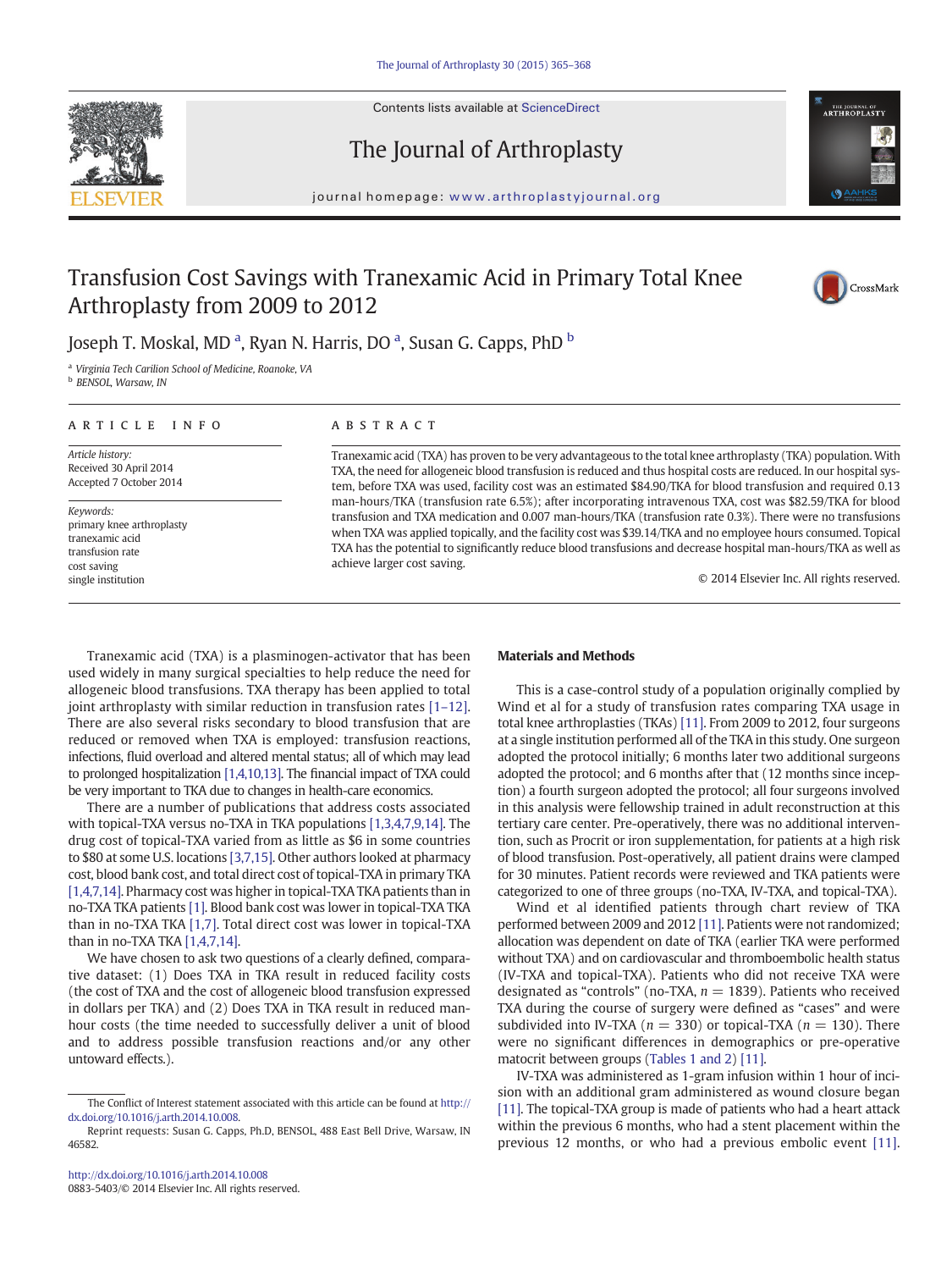# Transfusion Cost Savings with Tranexamic Acid in Primary Total Knee Arthroplasty from 2009 to 2012

Joseph T. Moskal, MD [a], Ryan N. Harris, DO [a], Susan G. Capps, PhD [b]

[a] Virginia Tech Carilion School of Medicine, Roanoke, VA
[b] BENSOL, Warsaw, IN

## ARTICLE INFO

*Article history:*
Received 30 April 2014
Accepted 7 October 2014

*Keywords:*
primary knee arthroplasty
tranexamic acid
transfusion rate
cost saving
single institution

## ABSTRACT

Tranexamic acid (TXA) has proven to be very advantageous to the total knee arthroplasty (TKA) population. With TXA, the need for allogeneic blood transfusion is reduced and thus hospital costs are reduced. In our hospital system, before TXA was used, facility cost was an estimated $84.90/TKA for blood transfusion and required 0.13 man-hours/TKA (transfusion rate 6.5%); after incorporating intravenous TXA, cost was $82.59/TKA for blood transfusion and TXA medication and 0.007 man-hours/TKA (transfusion rate 0.3%). There were no transfusions when TXA was applied topically, and the facility cost was $39.14/TKA and no employee hours consumed. Topical TXA has the potential to significantly reduce blood transfusions and decrease hospital man-hours/TKA as well as achieve larger cost saving.

© 2014 Elsevier Inc. All rights reserved.

Tranexamic acid (TXA) is a plasminogen-activator that has been used widely in many surgical specialties to help reduce the need for allogeneic blood transfusions. TXA therapy has been applied to total joint arthroplasty with similar reduction in transfusion rates [1–12]. There are also several risks secondary to blood transfusion that are reduced or removed when TXA is employed: transfusion reactions, infections, fluid overload and altered mental status; all of which may lead to prolonged hospitalization [1,4,10,13]. The financial impact of TXA could be very important to TKA due to changes in health-care economics.

There are a number of publications that address costs associated with topical-TXA versus no-TXA in TKA populations [1,3,4,7,9,14]. The drug cost of topical-TXA varied from as little as $6 in some countries to $80 at some U.S. locations [3,7,15]. Other authors looked at pharmacy cost, blood bank cost, and total direct cost of topical-TXA in primary TKA [1,4,7,14]. Pharmacy cost was higher in topical-TXA TKA patients than in no-TXA TKA patients [1]. Blood bank cost was lower in topical-TXA TKA than in no-TXA TKA [1,7]. Total direct cost was lower in topical-TXA than in no-TXA TKA [1,4,7,14].

We have chosen to ask two questions of a clearly defined, comparative dataset: (1) Does TXA in TKA result in reduced facility costs (the cost of TXA and the cost of allogeneic blood transfusion expressed in dollars per TKA) and (2) Does TXA in TKA result in reduced man-hour costs (the time needed to successfully deliver a unit of blood and to address possible transfusion reactions and/or any other untoward effects.).

## Materials and Methods

This is a case-control study of a population originally complied by Wind et al for a study of transfusion rates comparing TXA usage in total knee arthroplasties (TKAs) [11]. From 2009 to 2012, four surgeons at a single institution performed all of the TKA in this study. One surgeon adopted the protocol initially; 6 months later two additional surgeons adopted the protocol; and 6 months after that (12 months since inception) a fourth surgeon adopted the protocol; all four surgeons involved in this analysis were fellowship trained in adult reconstruction at this tertiary care center. Pre-operatively, there was no additional intervention, such as Procrit or iron supplementation, for patients at a high risk of blood transfusion. Post-operatively, all patient drains were clamped for 30 minutes. Patient records were reviewed and TKA patients were categorized to one of three groups (no-TXA, IV-TXA, and topical-TXA).

Wind et al identified patients through chart review of TKA performed between 2009 and 2012 [11]. Patients were not randomized; allocation was dependent on date of TKA (earlier TKA were performed without TXA) and on cardiovascular and thromboembolic health status (IV-TXA and topical-TXA). Patients who did not receive TXA were designated as "controls" (no-TXA, $n = 1839$). Patients who received TXA during the course of surgery were defined as "cases" and were subdivided into IV-TXA ($n = 330$) or topical-TXA ($n = 130$). There were no significant differences in demographics or pre-operative matocrit between groups (Tables 1 and 2) [11].

IV-TXA was administered as 1-gram infusion within 1 hour of incision with an additional gram administered as wound closure began [11]. The topical-TXA group is made of patients who had a heart attack within the previous 6 months, who had a stent placement within the previous 12 months, or who had a previous embolic event [11].

The Conflict of Interest statement associated with this article can be found at http://dx.doi.org/10.1016/j.arth.2014.10.008.

Reprint requests: Susan G. Capps, Ph.D, BENSOL, 488 East Bell Drive, Warsaw, IN 46582.

http://dx.doi.org/10.1016/j.arth.2014.10.008
0883-5403/© 2014 Elsevier Inc. All rights reserved.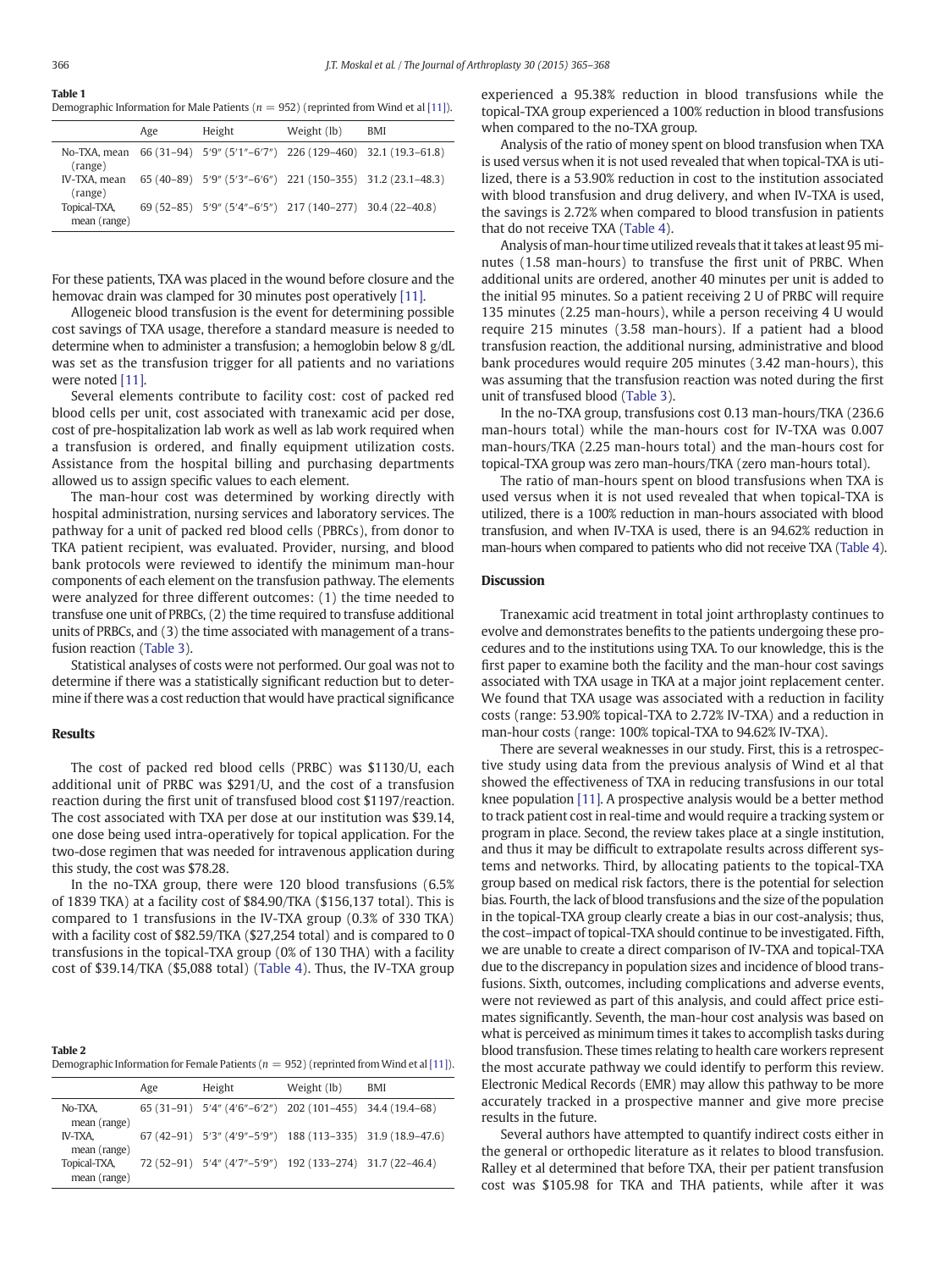**Table 1**
Demographic Information for Male Patients ($n = 952$) (reprinted from Wind et al [11]).

| | Age | Height | Weight (lb) | BMI |
|---|---|---|---|---|
| No-TXA, mean (range) | 66 (31–94) | 5′9″ (5′1″–6′7″) | 226 (129–460) | 32.1 (19.3–61.8) |
| IV-TXA, mean (range) | 65 (40–89) | 5′9″ (5′3″–6′6″) | 221 (150–355) | 31.2 (23.1–48.3) |
| Topical-TXA, mean (range) | 69 (52–85) | 5′9″ (5′4″–6′5″) | 217 (140–277) | 30.4 (22–40.8) |

For these patients, TXA was placed in the wound before closure and the hemovac drain was clamped for 30 minutes post operatively [11].

Allogeneic blood transfusion is the event for determining possible cost savings of TXA usage, therefore a standard measure is needed to determine when to administer a transfusion; a hemoglobin below 8 g/dL was set as the transfusion trigger for all patients and no variations were noted [11].

Several elements contribute to facility cost: cost of packed red blood cells per unit, cost associated with tranexamic acid per dose, cost of pre-hospitalization lab work as well as lab work required when a transfusion is ordered, and finally equipment utilization costs. Assistance from the hospital billing and purchasing departments allowed us to assign specific values to each element.

The man-hour cost was determined by working directly with hospital administration, nursing services and laboratory services. The pathway for a unit of packed red blood cells (PBRCs), from donor to TKA patient recipient, was evaluated. Provider, nursing, and blood bank protocols were reviewed to identify the minimum man-hour components of each element on the transfusion pathway. The elements were analyzed for three different outcomes: (1) the time needed to transfuse one unit of PRBCs, (2) the time required to transfuse additional units of PRBCs, and (3) the time associated with management of a transfusion reaction (Table 3).

Statistical analyses of costs were not performed. Our goal was not to determine if there was a statistically significant reduction but to determine if there was a cost reduction that would have practical significance

## Results

The cost of packed red blood cells (PRBC) was \$1130/U, each additional unit of PRBC was \$291/U, and the cost of a transfusion reaction during the first unit of transfused blood cost \$1197/reaction. The cost associated with TXA per dose at our institution was \$39.14, one dose being used intra-operatively for topical application. For the two-dose regimen that was needed for intravenous application during this study, the cost was \$78.28.

In the no-TXA group, there were 120 blood transfusions (6.5% of 1839 TKA) at a facility cost of \$84.90/TKA (\$156,137 total). This is compared to 1 transfusions in the IV-TXA group (0.3% of 330 TKA) with a facility cost of \$82.59/TKA (\$27,254 total) and is compared to 0 transfusions in the topical-TXA group (0% of 130 THA) with a facility cost of \$39.14/TKA (\$5,088 total) (Table 4). Thus, the IV-TXA group experienced a 95.38% reduction in blood transfusions while the topical-TXA group experienced a 100% reduction in blood transfusions when compared to the no-TXA group.

**Table 2**
Demographic Information for Female Patients ($n = 952$) (reprinted from Wind et al [11]).

| | Age | Height | Weight (lb) | BMI |
|---|---|---|---|---|
| No-TXA, mean (range) | 65 (31–91) | 5′4″ (4′6″–6′2″) | 202 (101–455) | 34.4 (19.4–68) |
| IV-TXA, mean (range) | 67 (42–91) | 5′3″ (4′9″–5′9″) | 188 (113–335) | 31.9 (18.9–47.6) |
| Topical-TXA, mean (range) | 72 (52–91) | 5′4″ (4′7″–5′9″) | 192 (133–274) | 31.7 (22–46.4) |

Analysis of the ratio of money spent on blood transfusion when TXA is used versus when it is not used revealed that when topical-TXA is utilized, there is a 53.90% reduction in cost to the institution associated with blood transfusion and drug delivery, and when IV-TXA is used, the savings is 2.72% when compared to blood transfusion in patients that do not receive TXA (Table 4).

Analysis of man-hour time utilized reveals that it takes at least 95 minutes (1.58 man-hours) to transfuse the first unit of PRBC. When additional units are ordered, another 40 minutes per unit is added to the initial 95 minutes. So a patient receiving 2 U of PRBC will require 135 minutes (2.25 man-hours), while a person receiving 4 U would require 215 minutes (3.58 man-hours). If a patient had a blood transfusion reaction, the additional nursing, administrative and blood bank procedures would require 205 minutes (3.42 man-hours), this was assuming that the transfusion reaction was noted during the first unit of transfused blood (Table 3).

In the no-TXA group, transfusions cost 0.13 man-hours/TKA (236.6 man-hours total) while the man-hours cost for IV-TXA was 0.007 man-hours/TKA (2.25 man-hours total) and the man-hours cost for topical-TXA group was zero man-hours/TKA (zero man-hours total).

The ratio of man-hours spent on blood transfusions when TXA is used versus when it is not used revealed that when topical-TXA is utilized, there is a 100% reduction in man-hours associated with blood transfusion, and when IV-TXA is used, there is an 94.62% reduction in man-hours when compared to patients who did not receive TXA (Table 4).

## Discussion

Tranexamic acid treatment in total joint arthroplasty continues to evolve and demonstrates benefits to the patients undergoing these procedures and to the institutions using TXA. To our knowledge, this is the first paper to examine both the facility and the man-hour cost savings associated with TXA usage in TKA at a major joint replacement center. We found that TXA usage was associated with a reduction in facility costs (range: 53.90% topical-TXA to 2.72% IV-TXA) and a reduction in man-hour costs (range: 100% topical-TXA to 94.62% IV-TXA).

There are several weaknesses in our study. First, this is a retrospective study using data from the previous analysis of Wind et al that showed the effectiveness of TXA in reducing transfusions in our total knee population [11]. A prospective analysis would be a better method to track patient cost in real-time and would require a tracking system or program in place. Second, the review takes place at a single institution, and thus it may be difficult to extrapolate results across different systems and networks. Third, by allocating patients to the topical-TXA group based on medical risk factors, there is the potential for selection bias. Fourth, the lack of blood transfusions and the size of the population in the topical-TXA group clearly create a bias in our cost-analysis; thus, the cost–impact of topical-TXA should continue to be investigated. Fifth, we are unable to create a direct comparison of IV-TXA and topical-TXA due to the discrepancy in population sizes and incidence of blood transfusions. Sixth, outcomes, including complications and adverse events, were not reviewed as part of this analysis, and could affect price estimates significantly. Seventh, the man-hour cost analysis was based on what is perceived as minimum times it takes to accomplish tasks during blood transfusion. These times relating to health care workers represent the most accurate pathway we could identify to perform this review. Electronic Medical Records (EMR) may allow this pathway to be more accurately tracked in a prospective manner and give more precise results in the future.

Several authors have attempted to quantify indirect costs either in the general or orthopedic literature as it relates to blood transfusion. Ralley et al determined that before TXA, their per patient transfusion cost was \$105.98 for TKA and THA patients, while after it was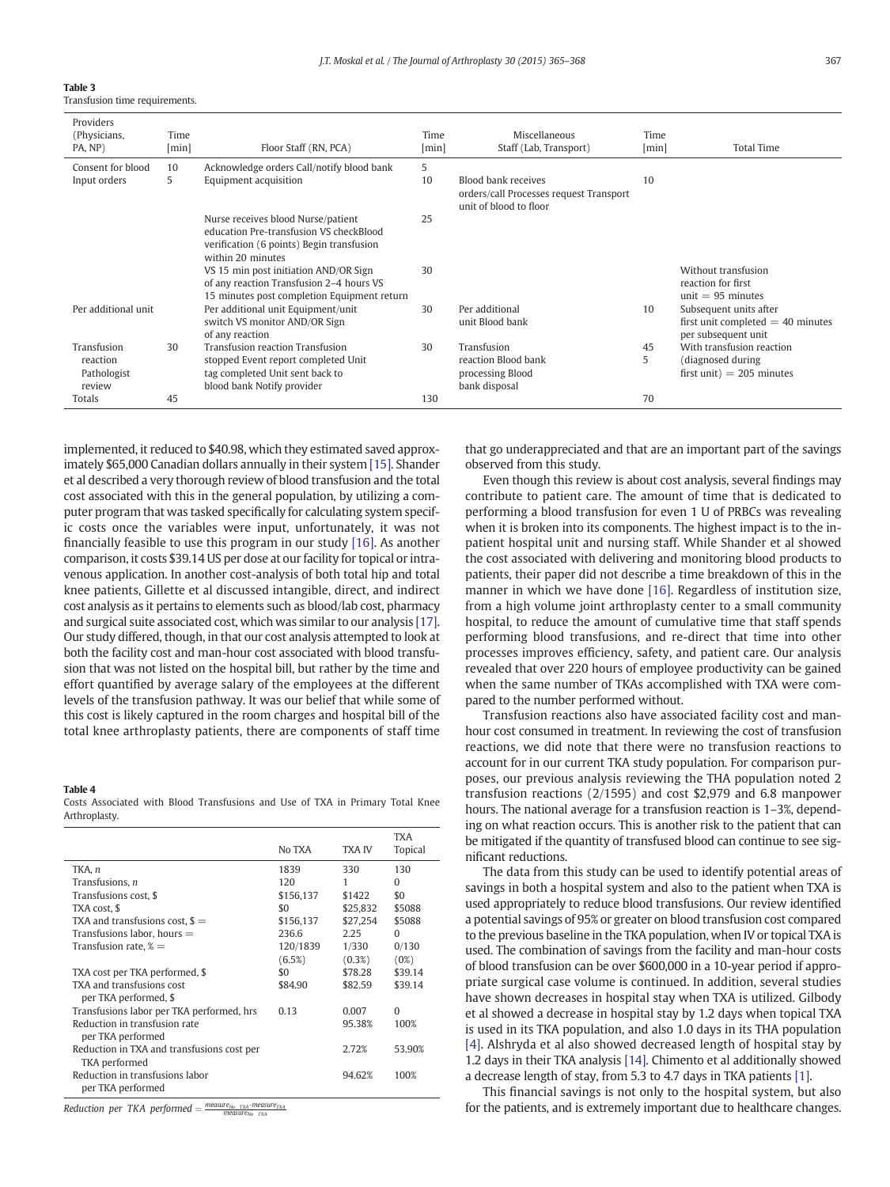**Table 3**
Transfusion time requirements.

| Providers (Physicians, PA, NP) | Time [min] | Floor Staff (RN, PCA) | Time [min] | Miscellaneous Staff (Lab, Transport) | Time [min] | Total Time |
|---|---|---|---|---|---|---|
| Consent for blood | 10 | Acknowledge orders Call/notify blood bank | 5 | | | |
| Input orders | 5 | Equipment acquisition | 10 | Blood bank receives orders/call Processes request Transport unit of blood to floor | 10 | |
| | | Nurse receives blood Nurse/patient education Pre-transfusion VS checkBlood verification (6 points) Begin transfusion within 20 minutes | 25 | | | |
| | | VS 15 min post initiation AND/OR Sign of any reaction Transfusion 2–4 hours VS 15 minutes post completion Equipment return | 30 | | | Without transfusion reaction for first unit = 95 minutes |
| Per additional unit | | Per additional unit Equipment/unit switch VS monitor AND/OR Sign of any reaction | 30 | Per additional unit Blood bank | 10 | Subsequent units after first unit completed = 40 minutes per subsequent unit |
| Transfusion reaction Pathologist review | 30 | Transfusion reaction Transfusion stopped Event report completed Unit tag completed Unit sent back to blood bank Notify provider | 30 | Transfusion reaction Blood bank processing Blood bank disposal | 45<br>5 | With transfusion reaction (diagnosed during first unit) = 205 minutes |
| Totals | 45 | | 130 | | 70 | |

implemented, it reduced to $40.98, which they estimated saved approximately $65,000 Canadian dollars annually in their system [15]. Shander et al described a very thorough review of blood transfusion and the total cost associated with this in the general population, by utilizing a computer program that was tasked specifically for calculating system specific costs once the variables were input, unfortunately, it was not financially feasible to use this program in our study [16]. As another comparison, it costs $39.14 US per dose at our facility for topical or intravenous application. In another cost-analysis of both total hip and total knee patients, Gillette et al discussed intangible, direct, and indirect cost analysis as it pertains to elements such as blood/lab cost, pharmacy and surgical suite associated cost, which was similar to our analysis [17]. Our study differed, though, in that our cost analysis attempted to look at both the facility cost and man-hour cost associated with blood transfusion that was not listed on the hospital bill, but rather by the time and effort quantified by average salary of the employees at the different levels of the transfusion pathway. It was our belief that while some of this cost is likely captured in the room charges and hospital bill of the total knee arthroplasty patients, there are components of staff time that go underappreciated and that are an important part of the savings observed from this study.

**Table 4**
Costs Associated with Blood Transfusions and Use of TXA in Primary Total Knee Arthroplasty.

| | No TXA | TXA IV | TXA Topical |
|---|---|---|---|
| TKA, *n* | 1839 | 330 | 130 |
| Transfusions, *n* | 120 | 1 | 0 |
| Transfusions cost, $ | $156,137 | $1422 | $0 |
| TXA cost, $ | $0 | $25,832 | $5088 |
| TXA and transfusions cost, $ = | $156,137 | $27,254 | $5088 |
| Transfusions labor, hours = | 236.6 | 2.25 | 0 |
| Transfusion rate, % = | 120/1839 (6.5%) | 1/330 (0.3%) | 0/130 (0%) |
| TXA cost per TKA performed, $ | $0 | $78.28 | $39.14 |
| TXA and transfusions cost per TKA performed, $ | $84.90 | $82.59 | $39.14 |
| Transfusions labor per TKA performed, hrs | 0.13 | 0.007 | 0 |
| Reduction in transfusion rate per TKA performed | | 95.38% | 100% |
| Reduction in TXA and transfusions cost per TKA performed | | 2.72% | 53.90% |
| Reduction in transfusions labor per TKA performed | | 94.62% | 100% |

*Reduction per TKA performed* = $\frac{measure_{No\ TXA} - measure_{TXA}}{measure_{No\ TXA}}$

Even though this review is about cost analysis, several findings may contribute to patient care. The amount of time that is dedicated to performing a blood transfusion for even 1 U of PRBCs was revealing when it is broken into its components. The highest impact is to the inpatient hospital unit and nursing staff. While Shander et al showed the cost associated with delivering and monitoring blood products to patients, their paper did not describe a time breakdown of this in the manner in which we have done [16]. Regardless of institution size, from a high volume joint arthroplasty center to a small community hospital, to reduce the amount of cumulative time that staff spends performing blood transfusions, and re-direct that time into other processes improves efficiency, safety, and patient care. Our analysis revealed that over 220 hours of employee productivity can be gained when the same number of TKAs accomplished with TXA were compared to the number performed without.

Transfusion reactions also have associated facility cost and man-hour cost consumed in treatment. In reviewing the cost of transfusion reactions, we did note that there were no transfusion reactions to account for in our current TKA study population. For comparison purposes, our previous analysis reviewing the THA population noted 2 transfusion reactions (2/1595) and cost $2,979 and 6.8 manpower hours. The national average for a transfusion reaction is 1–3%, depending on what reaction occurs. This is another risk to the patient that can be mitigated if the quantity of transfused blood can continue to see significant reductions.

The data from this study can be used to identify potential areas of savings in both a hospital system and also to the patient when TXA is used appropriately to reduce blood transfusions. Our review identified a potential savings of 95% or greater on blood transfusion cost compared to the previous baseline in the TKA population, when IV or topical TXA is used. The combination of savings from the facility and man-hour costs of blood transfusion can be over $600,000 in a 10-year period if appropriate surgical case volume is continued. In addition, several studies have shown decreases in hospital stay when TXA is utilized. Gilbody et al showed a decrease in hospital stay by 1.2 days when topical TXA is used in its TKA population, and also 1.0 days in its THA population [4]. Alshryda et al also showed decreased length of hospital stay by 1.2 days in their TKA analysis [14]. Chimento et al additionally showed a decrease length of stay, from 5.3 to 4.7 days in TKA patients [1].

This financial savings is not only to the hospital system, but also for the patients, and is extremely important due to healthcare changes.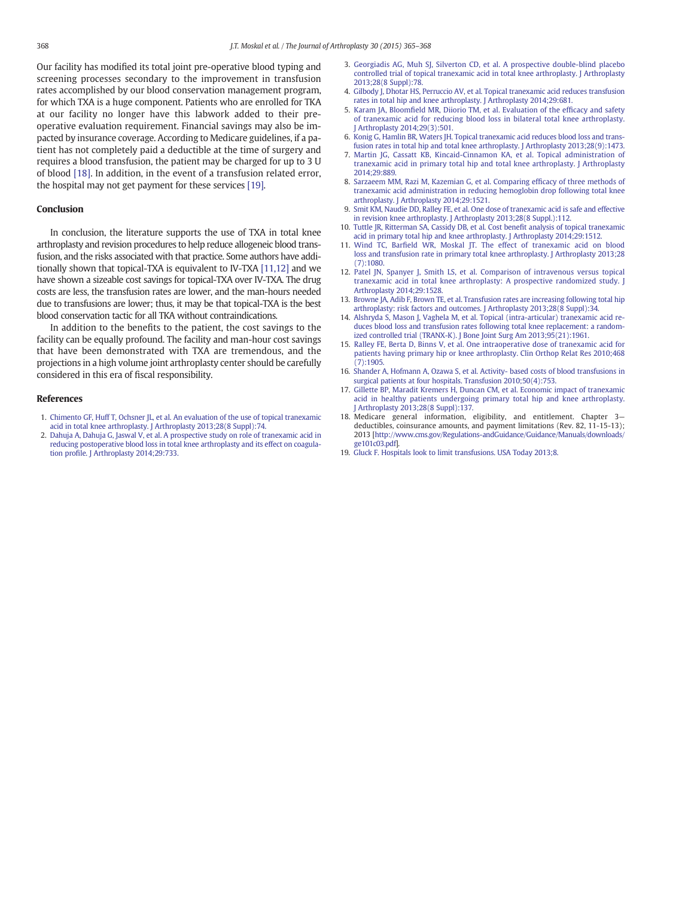Our facility has modified its total joint pre-operative blood typing and screening processes secondary to the improvement in transfusion rates accomplished by our blood conservation management program, for which TXA is a huge component. Patients who are enrolled for TKA at our facility no longer have this labwork added to their pre-operative evaluation requirement. Financial savings may also be impacted by insurance coverage. According to Medicare guidelines, if a patient has not completely paid a deductible at the time of surgery and requires a blood transfusion, the patient may be charged for up to 3 U of blood [18]. In addition, in the event of a transfusion related error, the hospital may not get payment for these services [19].

## Conclusion

In conclusion, the literature supports the use of TXA in total knee arthroplasty and revision procedures to help reduce allogeneic blood transfusion, and the risks associated with that practice. Some authors have additionally shown that topical-TXA is equivalent to IV-TXA [11,12] and we have shown a sizeable cost savings for topical-TXA over IV-TXA. The drug costs are less, the transfusion rates are lower, and the man-hours needed due to transfusions are lower; thus, it may be that topical-TXA is the best blood conservation tactic for all TKA without contraindications.

In addition to the benefits to the patient, the cost savings to the facility can be equally profound. The facility and man-hour cost savings that have been demonstrated with TXA are tremendous, and the projections in a high volume joint arthroplasty center should be carefully considered in this era of fiscal responsibility.

## References

1. Chimento GF, Huff T, Ochsner JL, et al. An evaluation of the use of topical tranexamic acid in total knee arthroplasty. J Arthroplasty 2013;28(8 Suppl):74.
2. Dahuja A, Dahuja G, Jaswal V, et al. A prospective study on role of tranexamic acid in reducing postoperative blood loss in total knee arthroplasty and its effect on coagulation profile. J Arthroplasty 2014;29:733.
3. Georgiadis AG, Muh SJ, Silverton CD, et al. A prospective double-blind placebo controlled trial of topical tranexamic acid in total knee arthroplasty. J Arthroplasty 2013;28(8 Suppl):78.
4. Gilbody J, Dhotar HS, Perruccio AV, et al. Topical tranexamic acid reduces transfusion rates in total hip and knee arthroplasty. J Arthroplasty 2014;29:681.
5. Karam JA, Bloomfield MR, Diiorio TM, et al. Evaluation of the efficacy and safety of tranexamic acid for reducing blood loss in bilateral total knee arthroplasty. J Arthroplasty 2014;29(3):501.
6. Konig G, Hamlin BR, Waters JH. Topical tranexamic acid reduces blood loss and transfusion rates in total hip and total knee arthroplasty. J Arthroplasty 2013;28(9):1473.
7. Martin JG, Cassatt KB, Kincaid-Cinnamon KA, et al. Topical administration of tranexamic acid in primary total hip and total knee arthroplasty. J Arthroplasty 2014;29:889.
8. Sarzaeem MM, Razi M, Kazemian G, et al. Comparing efficacy of three methods of tranexamic acid administration in reducing hemoglobin drop following total knee arthroplasty. J Arthroplasty 2014;29:1521.
9. Smit KM, Naudie DD, Ralley FE, et al. One dose of tranexamic acid is safe and effective in revision knee arthroplasty. J Arthroplasty 2013;28(8 Suppl.):112.
10. Tuttle JR, Ritterman SA, Cassidy DB, et al. Cost benefit analysis of topical tranexamic acid in primary total hip and knee arthroplasty. J Arthroplasty 2014;29:1512.
11. Wind TC, Barfield WR, Moskal JT. The effect of tranexamic acid on blood loss and transfusion rate in primary total knee arthroplasty. J Arthroplasty 2013;28(7):1080.
12. Patel JN, Spanyer J, Smith LS, et al. Comparison of intravenous versus topical tranexamic acid in total knee arthroplasty: A prospective randomized study. J Arthroplasty 2014;29:1528.
13. Browne JA, Adib F, Brown TE, et al. Transfusion rates are increasing following total hip arthroplasty: risk factors and outcomes. J Arthroplasty 2013;28(8 Suppl):34.
14. Alshryda S, Mason J, Vaghela M, et al. Topical (intra-articular) tranexamic acid reduces blood loss and transfusion rates following total knee replacement: a randomized controlled trial (TRANX-K). J Bone Joint Surg Am 2013;95(21):1961.
15. Ralley FE, Berta D, Binns V, et al. One intraoperative dose of tranexamic acid for patients having primary hip or knee arthroplasty. Clin Orthop Relat Res 2010;468(7):1905.
16. Shander A, Hofmann A, Ozawa S, et al. Activity- based costs of blood transfusions in surgical patients at four hospitals. Transfusion 2010;50(4):753.
17. Gillette BP, Maradit Kremers H, Duncan CM, et al. Economic impact of tranexamic acid in healthy patients undergoing primary total hip and knee arthroplasty. J Arthroplasty 2013;28(8 Suppl):137.
18. Medicare general information, eligibility, and entitlement. Chapter 3—deductibles, coinsurance amounts, and payment limitations (Rev. 82, 11-15-13); 2013 [http://www.cms.gov/Regulations-andGuidance/Guidance/Manuals/downloads/ge101c03.pdf].
19. Gluck F. Hospitals look to limit transfusions. USA Today 2013;8.